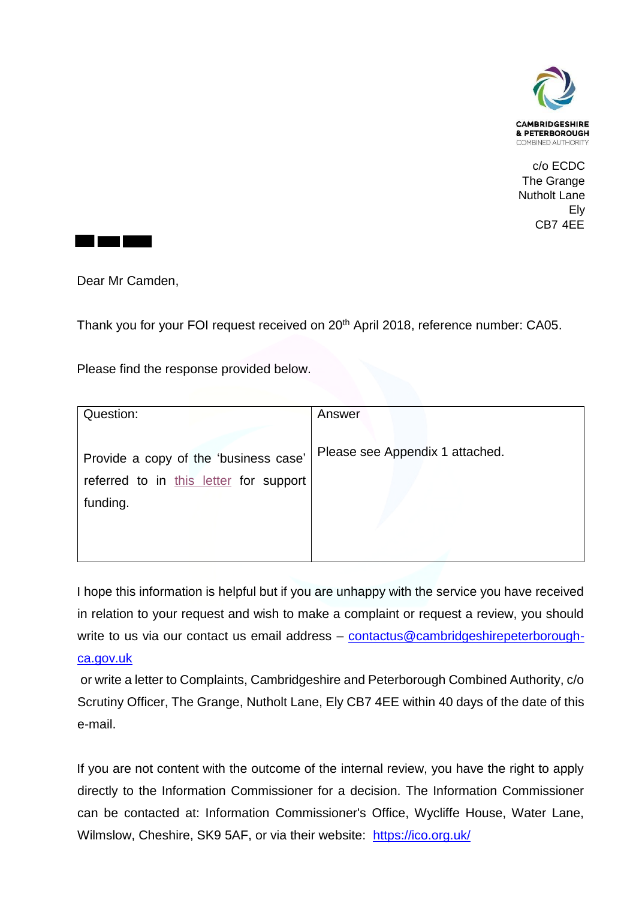CAMBRIDGESHIRE & PETERBOROUGH COMBINED AUTHORITY

c/o ECDC
The Grange
Nutholt Lane
Ely
CB7 4EE

Dear Mr Camden,

Thank you for your FOI request received on 20th April 2018, reference number: CA05.

Please find the response provided below.

| Question: | Answer |
|---|---|
| Provide a copy of the 'business case' referred to in this letter for support funding. | Please see Appendix 1 attached. |

I hope this information is helpful but if you are unhappy with the service you have received in relation to your request and wish to make a complaint or request a review, you should write to us via our contact us email address – contactus@cambridgeshirepeterborough-ca.gov.uk or write a letter to Complaints, Cambridgeshire and Peterborough Combined Authority, c/o Scrutiny Officer, The Grange, Nutholt Lane, Ely CB7 4EE within 40 days of the date of this e-mail.

If you are not content with the outcome of the internal review, you have the right to apply directly to the Information Commissioner for a decision. The Information Commissioner can be contacted at: Information Commissioner's Office, Wycliffe House, Water Lane, Wilmslow, Cheshire, SK9 5AF, or via their website: https://ico.org.uk/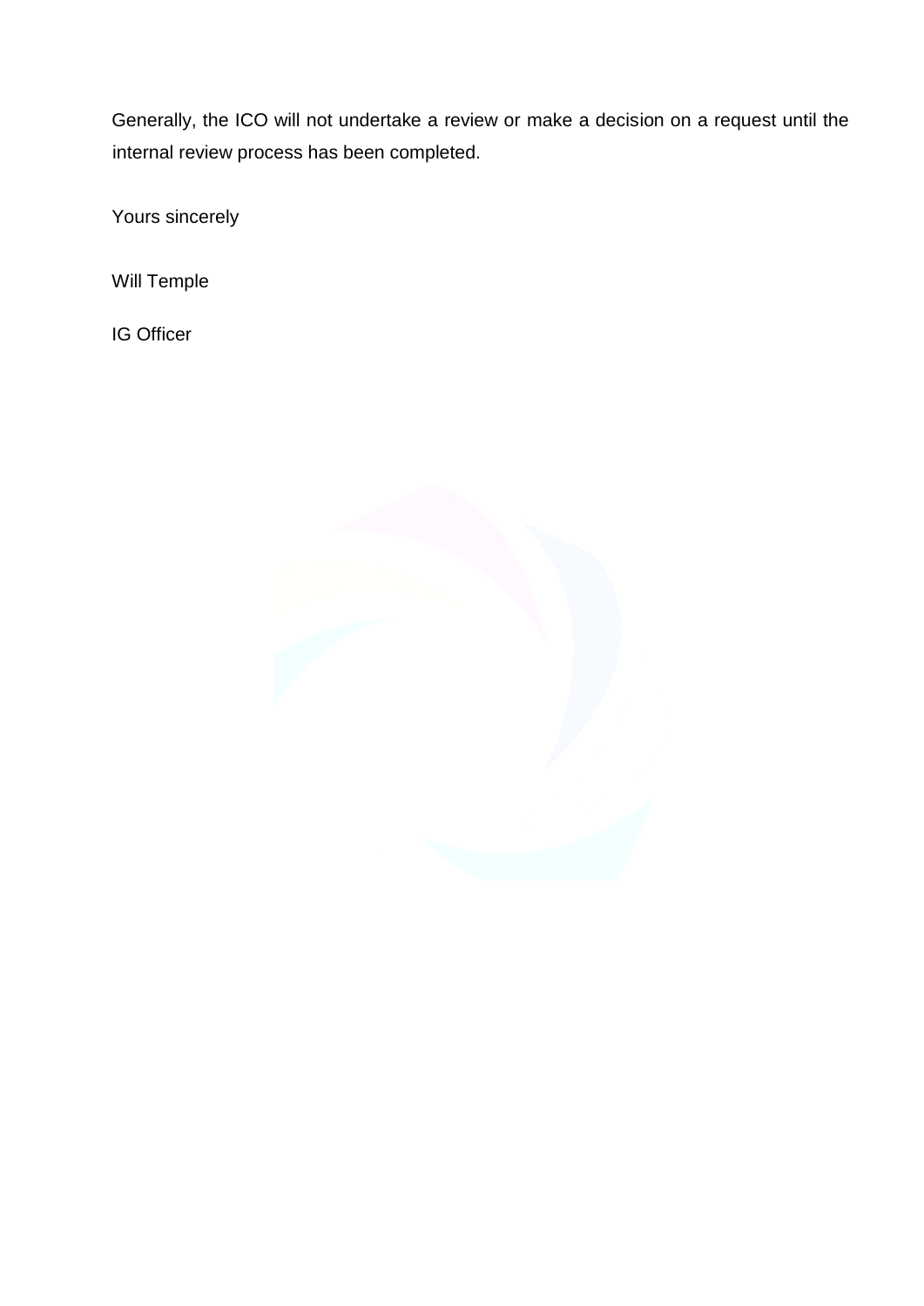Generally, the ICO will not undertake a review or make a decision on a request until the internal review process has been completed.

Yours sincerely

Will Temple

IG Officer